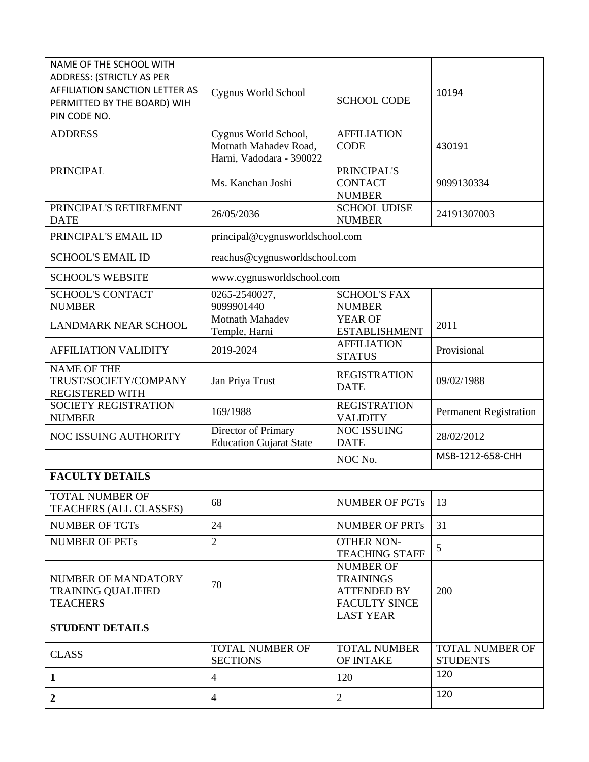| NAME OF THE SCHOOL WITH ADDRESS: (STRICTLY AS PER AFFILIATION SANCTION LETTER AS PERMITTED BY THE BOARD) WIH PIN CODE NO. | Cygnus World School | SCHOOL CODE | 10194 |
|---|---|---|---|
| ADDRESS | Cygnus World School, Motnath Mahadev Road, Harni, Vadodara - 390022 | AFFILIATION CODE | 430191 |
| PRINCIPAL | Ms. Kanchan Joshi | PRINCIPAL'S CONTACT NUMBER | 9099130334 |
| PRINCIPAL'S RETIREMENT DATE | 26/05/2036 | SCHOOL UDISE NUMBER | 24191307003 |
| PRINCIPAL'S EMAIL ID | principal@cygnusworldschool.com | | |
| SCHOOL'S EMAIL ID | reachus@cygnusworldschool.com | | |
| SCHOOL'S WEBSITE | www.cygnusworldschool.com | | |
| SCHOOL'S CONTACT NUMBER | 0265-2540027, 9099901440 | SCHOOL'S FAX NUMBER | |
| LANDMARK NEAR SCHOOL | Motnath Mahadev Temple, Harni | YEAR OF ESTABLISHMENT | 2011 |
| AFFILIATION VALIDITY | 2019-2024 | AFFILIATION STATUS | Provisional |
| NAME OF THE TRUST/SOCIETY/COMPANY REGISTERED WITH | Jan Priya Trust | REGISTRATION DATE | 09/02/1988 |
| SOCIETY REGISTRATION NUMBER | 169/1988 | REGISTRATION VALIDITY | Permanent Registration |
| NOC ISSUING AUTHORITY | Director of Primary Education Gujarat State | NOC ISSUING DATE | 28/02/2012 |
| | | NOC No. | MSB-1212-658-CHH |
| **FACULTY DETAILS** | | | |
| TOTAL NUMBER OF TEACHERS (ALL CLASSES) | 68 | NUMBER OF PGTs | 13 |
| NUMBER OF TGTs | 24 | NUMBER OF PRTs | 31 |
| NUMBER OF PETs | 2 | OTHER NON-TEACHING STAFF | 5 |
| NUMBER OF MANDATORY TRAINING QUALIFIED TEACHERS | 70 | NUMBER OF TRAININGS ATTENDED BY FACULTY SINCE LAST YEAR | 200 |
| **STUDENT DETAILS** | | | |
| CLASS | TOTAL NUMBER OF SECTIONS | TOTAL NUMBER OF INTAKE | TOTAL NUMBER OF STUDENTS |
| **1** | 4 | 120 | 120 |
| **2** | 4 | 2 | 120 |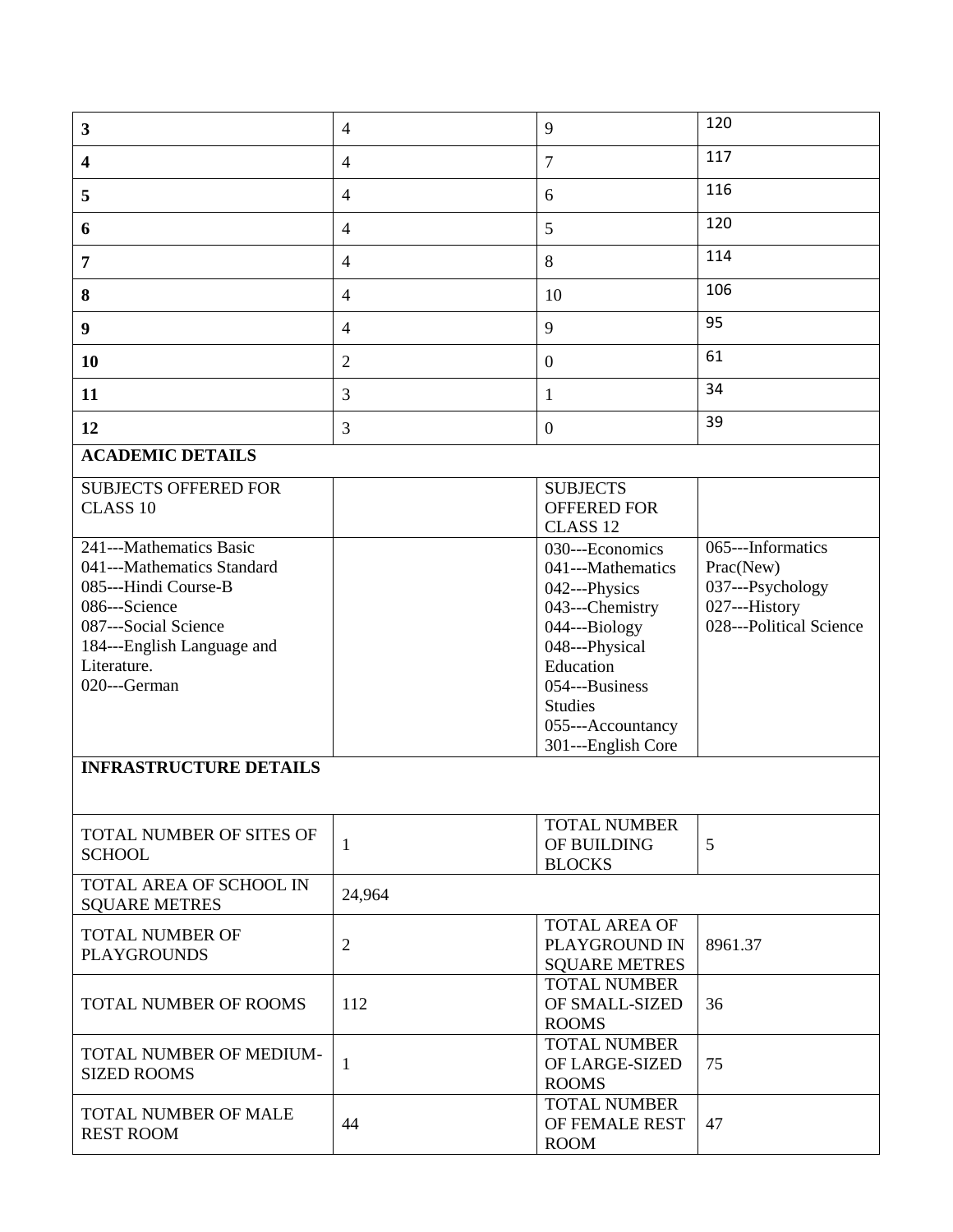| | | | |
|---|---|---|---|
| **3** | 4 | 9 | 120 |
| **4** | 4 | 7 | 117 |
| **5** | 4 | 6 | 116 |
| **6** | 4 | 5 | 120 |
| **7** | 4 | 8 | 114 |
| **8** | 4 | 10 | 106 |
| **9** | 4 | 9 | 95 |
| **10** | 2 | 0 | 61 |
| **11** | 3 | 1 | 34 |
| **12** | 3 | 0 | 39 |
| **ACADEMIC DETAILS** | | | |
| SUBJECTS OFFERED FOR CLASS 10 | | SUBJECTS OFFERED FOR CLASS 12 | |
| 241---Mathematics Basic<br>041---Mathematics Standard<br>085---Hindi Course-B<br>086---Science<br>087---Social Science<br>184---English Language and Literature.<br>020---German | | 030---Economics<br>041---Mathematics<br>042---Physics<br>043---Chemistry<br>044---Biology<br>048---Physical Education<br>054---Business Studies<br>055---Accountancy<br>301---English Core | 065---Informatics Prac(New)<br>037---Psychology<br>027---History<br>028---Political Science |
| **INFRASTRUCTURE DETAILS** | | | |
| TOTAL NUMBER OF SITES OF SCHOOL | 1 | TOTAL NUMBER OF BUILDING BLOCKS | 5 |
| TOTAL AREA OF SCHOOL IN SQUARE METRES | 24,964 | | |
| TOTAL NUMBER OF PLAYGROUNDS | 2 | TOTAL AREA OF PLAYGROUND IN SQUARE METRES | 8961.37 |
| TOTAL NUMBER OF ROOMS | 112 | TOTAL NUMBER OF SMALL-SIZED ROOMS | 36 |
| TOTAL NUMBER OF MEDIUM-SIZED ROOMS | 1 | TOTAL NUMBER OF LARGE-SIZED ROOMS | 75 |
| TOTAL NUMBER OF MALE REST ROOM | 44 | TOTAL NUMBER OF FEMALE REST ROOM | 47 |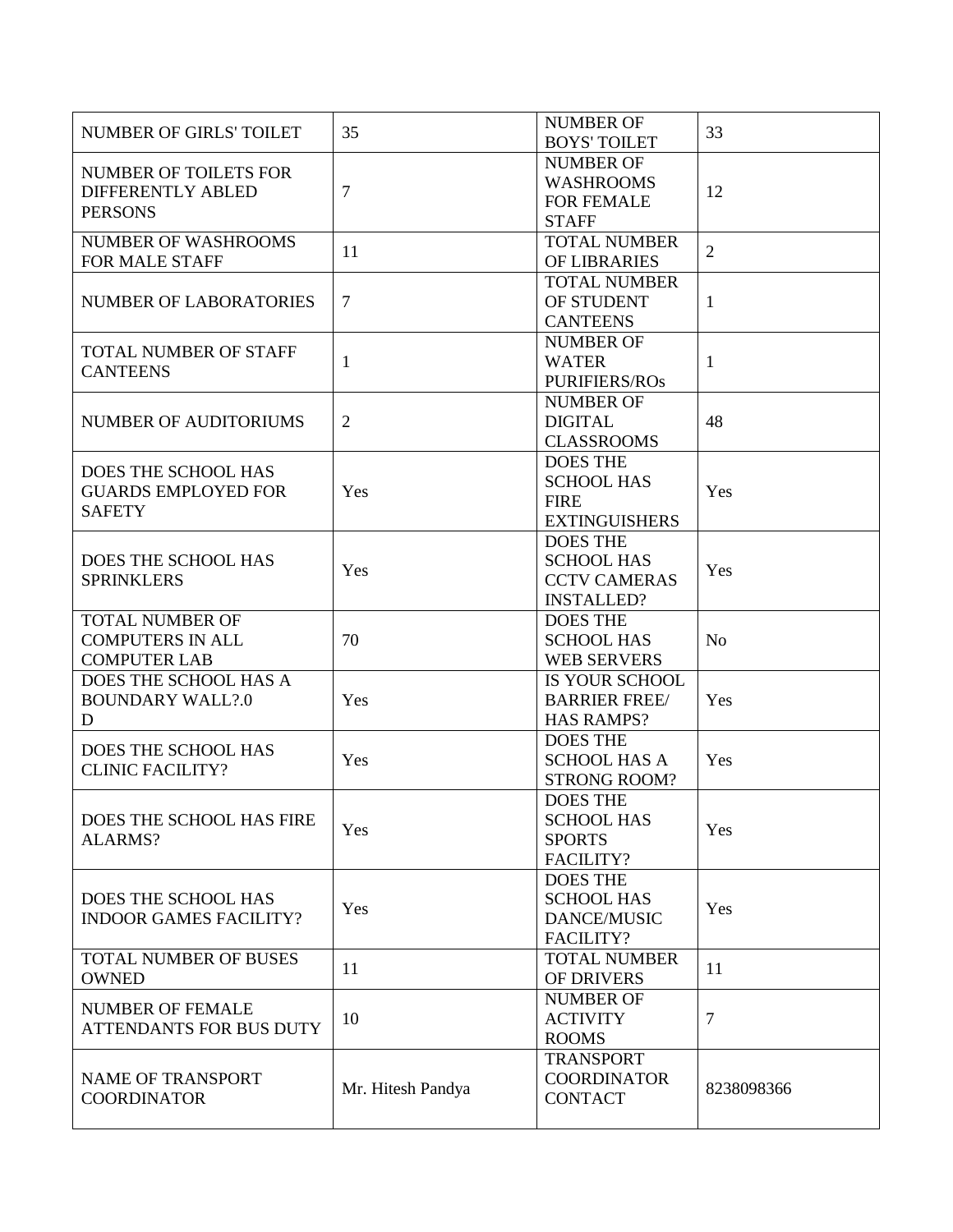| NUMBER OF GIRLS' TOILET | 35 | NUMBER OF BOYS' TOILET | 33 |
|---|---|---|---|
| NUMBER OF TOILETS FOR DIFFERENTLY ABLED PERSONS | 7 | NUMBER OF WASHROOMS FOR FEMALE STAFF | 12 |
| NUMBER OF WASHROOMS FOR MALE STAFF | 11 | TOTAL NUMBER OF LIBRARIES | 2 |
| NUMBER OF LABORATORIES | 7 | TOTAL NUMBER OF STUDENT CANTEENS | 1 |
| TOTAL NUMBER OF STAFF CANTEENS | 1 | NUMBER OF WATER PURIFIERS/ROs | 1 |
| NUMBER OF AUDITORIUMS | 2 | NUMBER OF DIGITAL CLASSROOMS | 48 |
| DOES THE SCHOOL HAS GUARDS EMPLOYED FOR SAFETY | Yes | DOES THE SCHOOL HAS FIRE EXTINGUISHERS | Yes |
| DOES THE SCHOOL HAS SPRINKLERS | Yes | DOES THE SCHOOL HAS CCTV CAMERAS INSTALLED? | Yes |
| TOTAL NUMBER OF COMPUTERS IN ALL COMPUTER LAB | 70 | DOES THE SCHOOL HAS WEB SERVERS | No |
| DOES THE SCHOOL HAS A BOUNDARY WALL?.0 D | Yes | IS YOUR SCHOOL BARRIER FREE/ HAS RAMPS? | Yes |
| DOES THE SCHOOL HAS CLINIC FACILITY? | Yes | DOES THE SCHOOL HAS A STRONG ROOM? | Yes |
| DOES THE SCHOOL HAS FIRE ALARMS? | Yes | DOES THE SCHOOL HAS SPORTS FACILITY? | Yes |
| DOES THE SCHOOL HAS INDOOR GAMES FACILITY? | Yes | DOES THE SCHOOL HAS DANCE/MUSIC FACILITY? | Yes |
| TOTAL NUMBER OF BUSES OWNED | 11 | TOTAL NUMBER OF DRIVERS | 11 |
| NUMBER OF FEMALE ATTENDANTS FOR BUS DUTY | 10 | NUMBER OF ACTIVITY ROOMS | 7 |
| NAME OF TRANSPORT COORDINATOR | Mr. Hitesh Pandya | TRANSPORT COORDINATOR CONTACT | 8238098366 |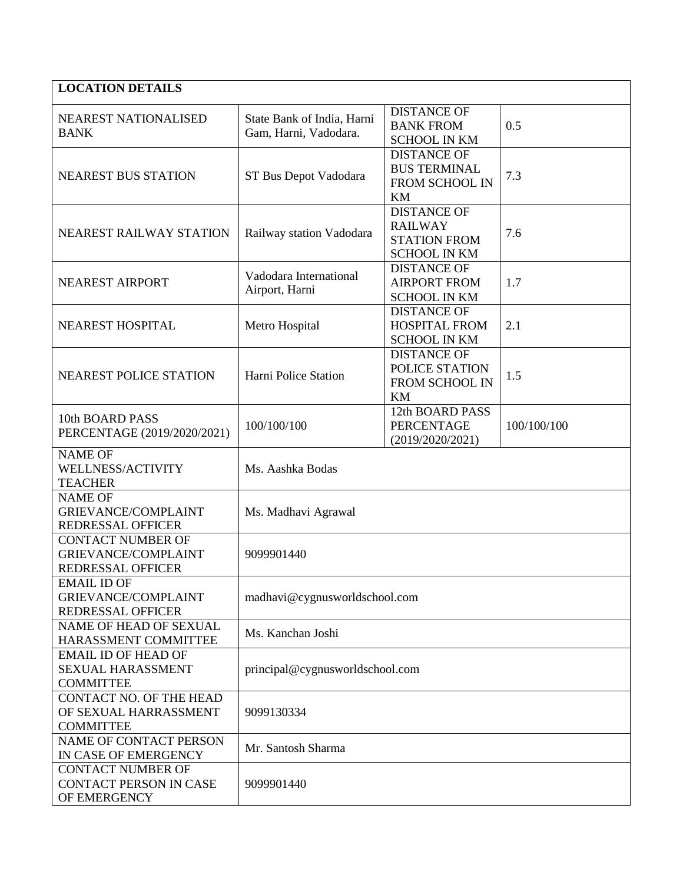| LOCATION DETAILS | | | |
|---|---|---|---|
| NEAREST NATIONALISED BANK | State Bank of India, Harni Gam, Harni, Vadodara. | DISTANCE OF BANK FROM SCHOOL IN KM | 0.5 |
| NEAREST BUS STATION | ST Bus Depot Vadodara | DISTANCE OF BUS TERMINAL FROM SCHOOL IN KM | 7.3 |
| NEAREST RAILWAY STATION | Railway station Vadodara | DISTANCE OF RAILWAY STATION FROM SCHOOL IN KM | 7.6 |
| NEAREST AIRPORT | Vadodara International Airport, Harni | DISTANCE OF AIRPORT FROM SCHOOL IN KM | 1.7 |
| NEAREST HOSPITAL | Metro Hospital | DISTANCE OF HOSPITAL FROM SCHOOL IN KM | 2.1 |
| NEAREST POLICE STATION | Harni Police Station | DISTANCE OF POLICE STATION FROM SCHOOL IN KM | 1.5 |
| 10th BOARD PASS PERCENTAGE (2019/2020/2021) | 100/100/100 | 12th BOARD PASS PERCENTAGE (2019/2020/2021) | 100/100/100 |
| NAME OF WELLNESS/ACTIVITY TEACHER | Ms. Aashka Bodas | | |
| NAME OF GRIEVANCE/COMPLAINT REDRESSAL OFFICER | Ms. Madhavi Agrawal | | |
| CONTACT NUMBER OF GRIEVANCE/COMPLAINT REDRESSAL OFFICER | 9099901440 | | |
| EMAIL ID OF GRIEVANCE/COMPLAINT REDRESSAL OFFICER | madhavi@cygnusworldschool.com | | |
| NAME OF HEAD OF SEXUAL HARASSMENT COMMITTEE | Ms. Kanchan Joshi | | |
| EMAIL ID OF HEAD OF SEXUAL HARASSMENT COMMITTEE | principal@cygnusworldschool.com | | |
| CONTACT NO. OF THE HEAD OF SEXUAL HARRASSMENT COMMITTEE | 9099130334 | | |
| NAME OF CONTACT PERSON IN CASE OF EMERGENCY | Mr. Santosh Sharma | | |
| CONTACT NUMBER OF CONTACT PERSON IN CASE OF EMERGENCY | 9099901440 | | |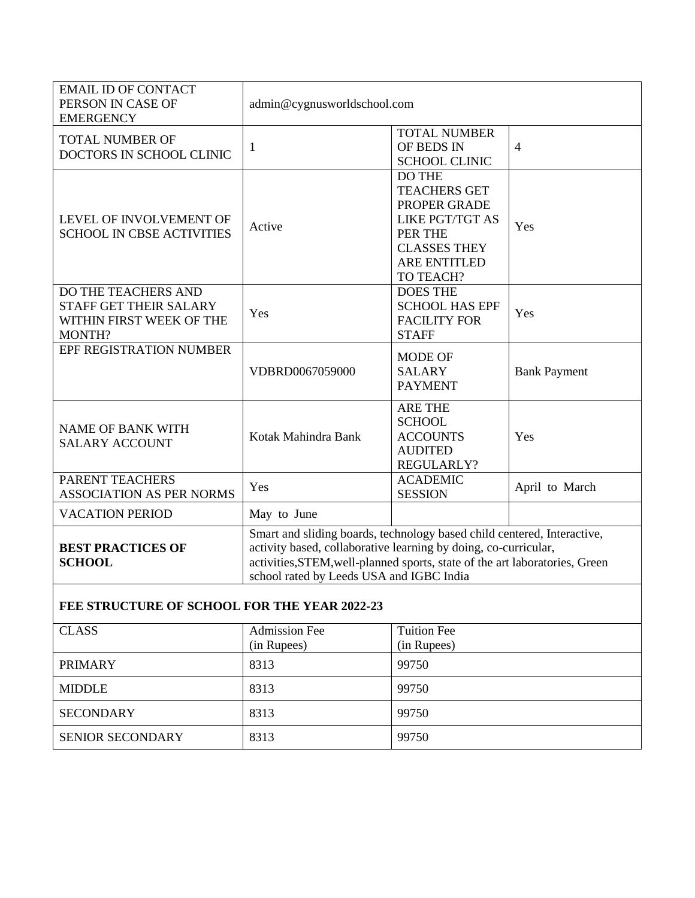| | | | |
|---|---|---|---|
| EMAIL ID OF CONTACT PERSON IN CASE OF EMERGENCY | admin@cygnusworldschool.com | | |
| TOTAL NUMBER OF DOCTORS IN SCHOOL CLINIC | 1 | TOTAL NUMBER OF BEDS IN SCHOOL CLINIC | 4 |
| LEVEL OF INVOLVEMENT OF SCHOOL IN CBSE ACTIVITIES | Active | DO THE TEACHERS GET PROPER GRADE LIKE PGT/TGT AS PER THE CLASSES THEY ARE ENTITLED TO TEACH? | Yes |
| DO THE TEACHERS AND STAFF GET THEIR SALARY WITHIN FIRST WEEK OF THE MONTH? | Yes | DOES THE SCHOOL HAS EPF FACILITY FOR STAFF | Yes |
| EPF REGISTRATION NUMBER | VDBRD0067059000 | MODE OF SALARY PAYMENT | Bank Payment |
| NAME OF BANK WITH SALARY ACCOUNT | Kotak Mahindra Bank | ARE THE SCHOOL ACCOUNTS AUDITED REGULARLY? | Yes |
| PARENT TEACHERS ASSOCIATION AS PER NORMS | Yes | ACADEMIC SESSION | April to March |
| VACATION PERIOD | May to June | | |
| **BEST PRACTICES OF SCHOOL** | Smart and sliding boards, technology based child centered, Interactive, activity based, collaborative learning by doing, co-curricular, activities,STEM,well-planned sports, state of the art laboratories, Green school rated by Leeds USA and IGBC India | | |

**FEE STRUCTURE OF SCHOOL FOR THE YEAR 2022-23**

| CLASS | Admission Fee (in Rupees) | Tuition Fee (in Rupees) |
|---|---|---|
| PRIMARY | 8313 | 99750 |
| MIDDLE | 8313 | 99750 |
| SECONDARY | 8313 | 99750 |
| SENIOR SECONDARY | 8313 | 99750 |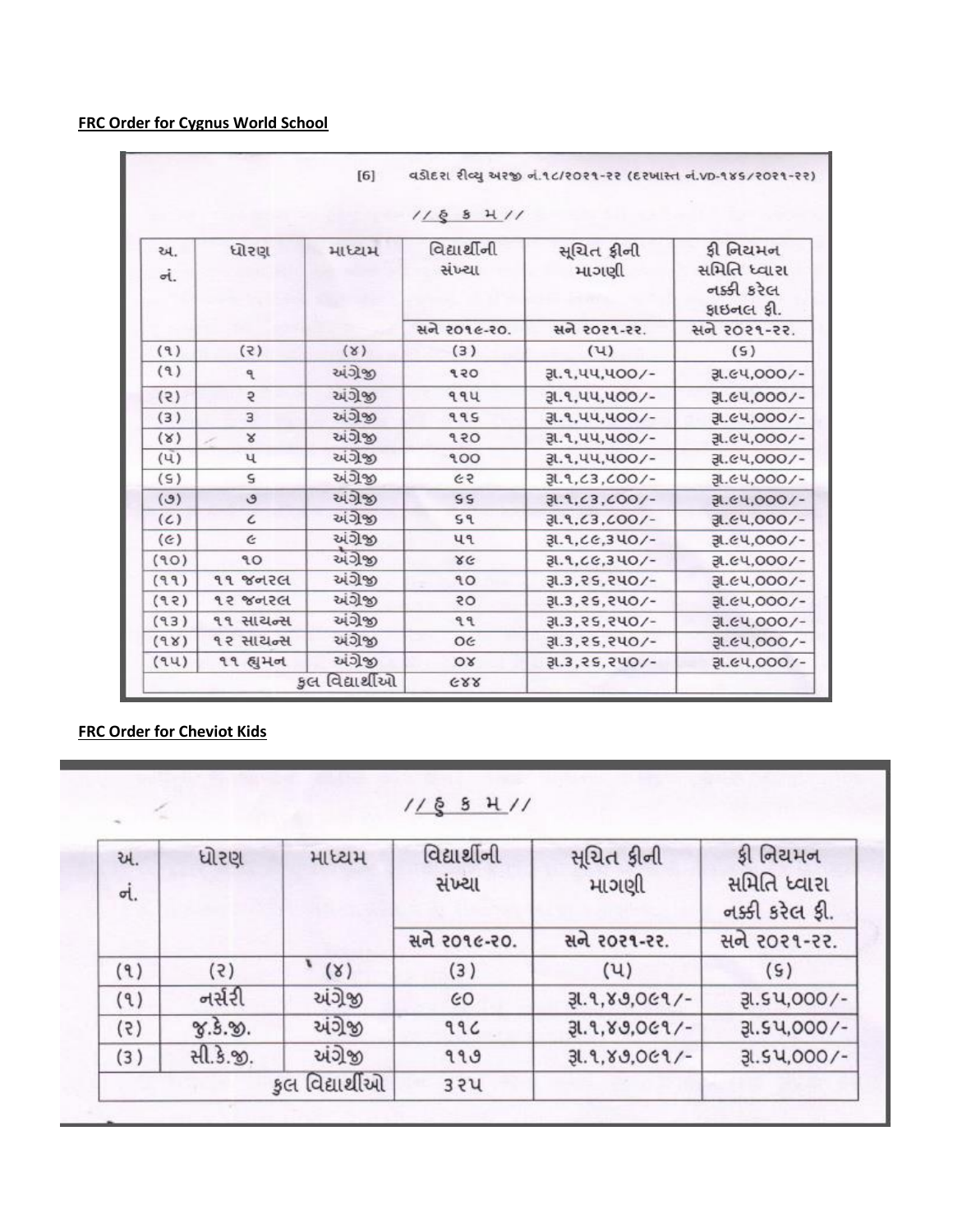**FRC Order for Cygnus World School**

[6] વડોદરા રીવ્યુ અરજી નં.૧૮/૨૦૨૧-૨૨ (દરખાસ્ત નં.VD-૧૪૬/૨૦૨૧-૨૨)

// હુ ક મ //

| અ. નં. | ધોરણ | માધ્યમ | વિદ્યાર્થીની સંખ્યા | સૂચિત ફીની માગણી | ફી નિયમન સમિતિ ધ્વારા નક્કી કરેલ ફાઇનલ ફી. |
|---|---|---|---|---|---|
| | | | સને ૨૦૧૯-૨૦. | સને ૨૦૨૧-૨૨. | સને ૨૦૨૧-૨૨. |
| (૧) | (૨) | (૪) | (૩) | (૫) | (૬) |
| (૧) | ૧ | અંગ્રેજી | ૧૨૦ | રૂા.૧,૫૫,૫૦૦/- | રૂા.૯૫,૦૦૦/- |
| (૨) | ૨ | અંગ્રેજી | ૧૧૫ | રૂા.૧,૫૫,૫૦૦/- | રૂા.૯૫,૦૦૦/- |
| (૩) | ૩ | અંગ્રેજી | ૧૧૬ | રૂા.૧,૫૫,૫૦૦/- | રૂા.૯૫,૦૦૦/- |
| (૪) | ૪ | અંગ્રેજી | ૧૨૦ | રૂા.૧,૫૫,૫૦૦/- | રૂા.૯૫,૦૦૦/- |
| (૫) | ૫ | અંગ્રેજી | ૧૦૦ | રૂા.૧,૫૫,૫૦૦/- | રૂા.૯૫,૦૦૦/- |
| (૬) | ૬ | અંગ્રેજી | ૯૨ | રૂા.૧,૮૩,૮૦૦/- | રૂા.૯૫,૦૦૦/- |
| (૭) | ૭ | અંગ્રેજી | ૬૬ | રૂા.૧,૮૩,૮૦૦/- | રૂા.૯૫,૦૦૦/- |
| (૮) | ૮ | અંગ્રેજી | ૬૧ | રૂા.૧,૮૩,૮૦૦/- | રૂા.૯૫,૦૦૦/- |
| (૯) | ૯ | અંગ્રેજી | ૫૧ | રૂા.૧,૯૯,૩૫૦/- | રૂા.૯૫,૦૦૦/- |
| (૧૦) | ૧૦ | અંગ્રેજી | ૪૯ | રૂા.૧,૯૯,૩૫૦/- | રૂા.૯૫,૦૦૦/- |
| (૧૧) | ૧૧ જનરલ | અંગ્રેજી | ૧૦ | રૂા.૩,૨૬,૨૫૦/- | રૂા.૯૫,૦૦૦/- |
| (૧૨) | ૧૨ જનરલ | અંગ્રેજી | ૨૦ | રૂા.૩,૨૬,૨૫૦/- | રૂા.૯૫,૦૦૦/- |
| (૧૩) | ૧૧ સાયન્સ | અંગ્રેજી | ૧૧ | રૂા.૩,૨૬,૨૫૦/- | રૂા.૯૫,૦૦૦/- |
| (૧૪) | ૧૨ સાયન્સ | અંગ્રેજી | ૦૯ | રૂા.૩,૨૬,૨૫૦/- | રૂા.૯૫,૦૦૦/- |
| (૧૫) | ૧૧ હ્યુમન | અંગ્રેજી | ૦૪ | રૂા.૩,૨૬,૨૫૦/- | રૂા.૯૫,૦૦૦/- |
| | | કુલ વિદ્યાર્થીઓ | ૯૪૪ | | |

**FRC Order for Cheviot Kids**

// હુ ક મ //

| અ. નં. | ધોરણ | માધ્યમ | વિદ્યાર્થીની સંખ્યા | સૂચિત ફીની માગણી | ફી નિયમન સમિતિ ધ્વારા નક્કી કરેલ ફી. |
|---|---|---|---|---|---|
| | | | સને ૨૦૧૯-૨૦. | સને ૨૦૨૧-૨૨. | સને ૨૦૨૧-૨૨. |
| (૧) | (૨) | (૪) | (૩) | (૫) | (૬) |
| (૧) | નર્સરી | અંગ્રેજી | ૯૦ | રૂા.૧,૪૭,૦૯૧/- | રૂા.૬૫,૦૦૦/- |
| (૨) | જુ.કે.જી. | અંગ્રેજી | ૧૧૮ | રૂા.૧,૪૭,૦૯૧/- | રૂા.૬૫,૦૦૦/- |
| (૩) | સી.કે.જી. | અંગ્રેજી | ૧૧૭ | રૂા.૧,૪૭,૦૯૧/- | રૂા.૬૫,૦૦૦/- |
| | | કુલ વિદ્યાર્થીઓ | ૩૨૫ | | |